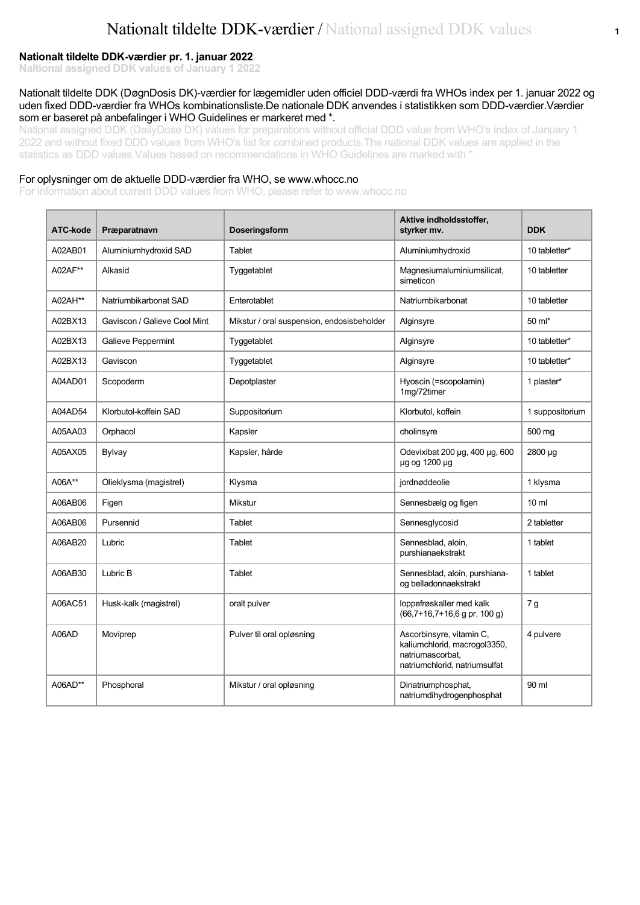# Nationalt tildelte DDK-værdier / National assigned DDK values

**Nationalt tildelte DDK-værdier pr. 1. januar 2022**
**Naltional assigned DDK values of January 1 2022**

Nationalt tildelte DDK (DøgnDosis DK)-værdier for lægemidler uden officiel DDD-værdi fra WHOs index per 1. januar 2022 og uden fixed DDD-værdier fra WHOs kombinationsliste.De nationale DDK anvendes i statistikken som DDD-værdier.Værdier som er baseret på anbefalinger i WHO Guidelines er markeret med *.

National assigned DDK (DailyDose DK) values for preparations without official DDD value from WHO's index of January 1 2022 and without fixed DDD values from WHO's list for combined products.The national DDK values are applied in the statistics as DDD values.Values based on recommendations in WHO Guidelines are marked with *.

For oplysninger om de aktuelle DDD-værdier fra WHO, se www.whocc.no

For information about current DDD values from WHO, please refer to www.whocc.no

| ATC-kode | Præparatnavn | Doseringsform | Aktive indholdsstoffer, styrker mv. | DDK |
|---|---|---|---|---|
| A02AB01 | Aluminiumhydroxid SAD | Tablet | Aluminiumhydroxid | 10 tabletter* |
| A02AF** | Alkasid | Tyggetablet | Magnesiumaluminiumsilicat, simeticon | 10 tabletter |
| A02AH** | Natriumbikarbonat SAD | Enterotablet | Natriumbikarbonat | 10 tabletter |
| A02BX13 | Gaviscon / Galieve Cool Mint | Mikstur / oral suspension, endosisbeholder | Alginsyre | 50 ml* |
| A02BX13 | Galieve Peppermint | Tyggetablet | Alginsyre | 10 tabletter* |
| A02BX13 | Gaviscon | Tyggetablet | Alginsyre | 10 tabletter* |
| A04AD01 | Scopoderm | Depotplaster | Hyoscin (=scopolamin) 1mg/72timer | 1 plaster* |
| A04AD54 | Klorbutol-koffein SAD | Suppositorium | Klorbutol, koffein | 1 suppositorium |
| A05AA03 | Orphacol | Kapsler | cholinsyre | 500 mg |
| A05AX05 | Bylvay | Kapsler, hårde | Odevixibat 200 µg, 400 µg, 600 µg og 1200 µg | 2800 µg |
| A06A** | Olieklysma (magistrel) | Klysma | jordnøddeolie | 1 klysma |
| A06AB06 | Figen | Mikstur | Sennesbælg og figen | 10 ml |
| A06AB06 | Pursennid | Tablet | Sennesglycosid | 2 tabletter |
| A06AB20 | Lubric | Tablet | Sennesblad, aloin, purshianaekstrakt | 1 tablet |
| A06AB30 | Lubric B | Tablet | Sennesblad, aloin, purshiana- og belladonnaekstrakt | 1 tablet |
| A06AC51 | Husk-kalk (magistrel) | oralt pulver | loppefrøskaller med kalk (66,7+16,7+16,6 g pr. 100 g) | 7 g |
| A06AD | Moviprep | Pulver til oral opløsning | Ascorbinsyre, vitamin C, kaliumchlorid, macrogol3350, natriumascorbat, natriumchlorid, natriumsulfat | 4 pulvere |
| A06AD** | Phosphoral | Mikstur / oral opløsning | Dinatriumphosphat, natriumdihydrogenphosphat | 90 ml |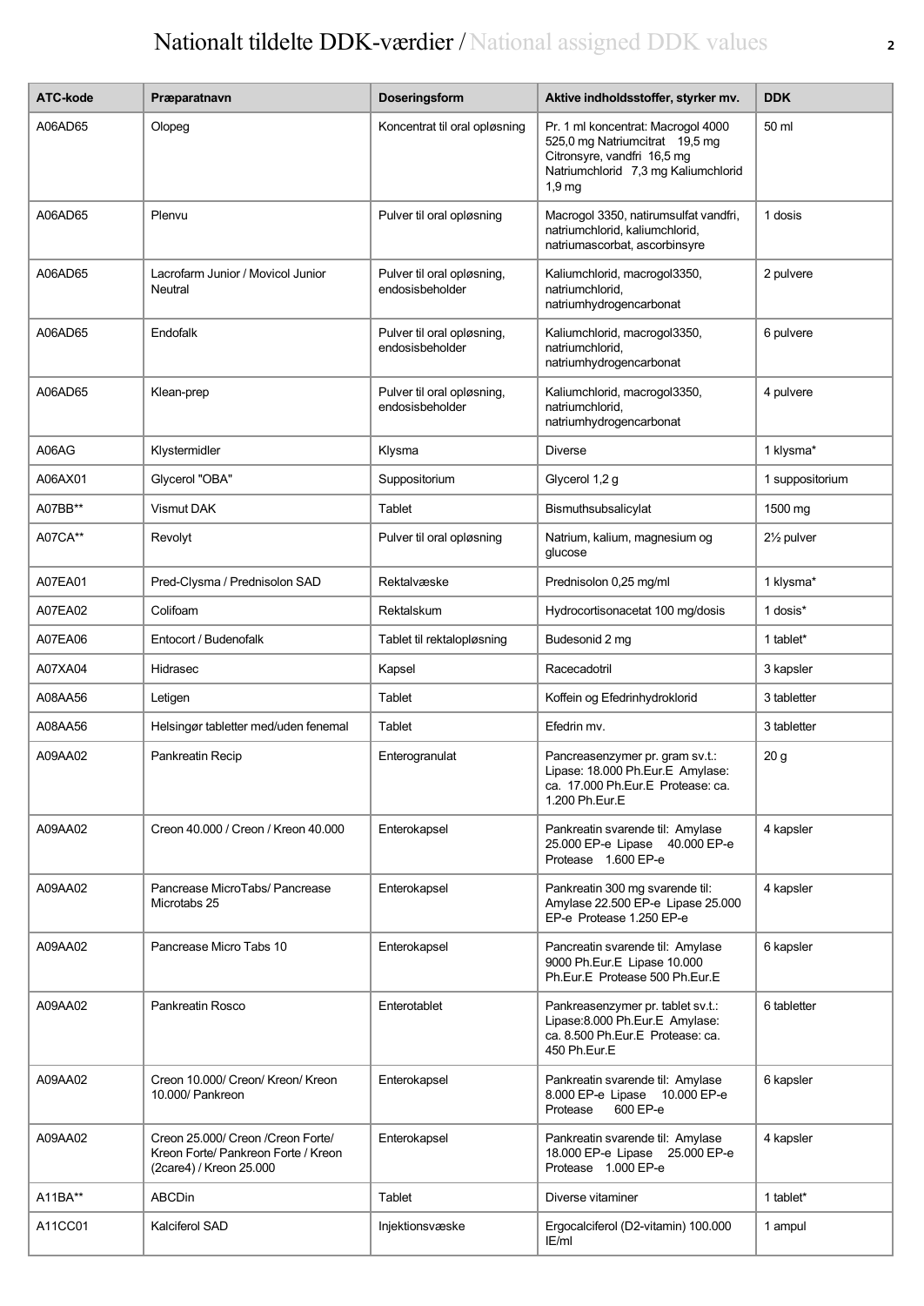# Nationalt tildelte DDK-værdier / National assigned DDK values

| ATC-kode | Præparatnavn | Doseringsform | Aktive indholdsstoffer, styrker mv. | DDK |
|---|---|---|---|---|
| A06AD65 | Olopeg | Koncentrat til oral opløsning | Pr. 1 ml koncentrat: Macrogol 4000 525,0 mg Natriumcitrat 19,5 mg Citronsyre, vandfri 16,5 mg Natriumchlorid 7,3 mg Kaliumchlorid 1,9 mg | 50 ml |
| A06AD65 | Plenvu | Pulver til oral opløsning | Macrogol 3350, natirumsulfat vandfri, natriumchlorid, kaliumchlorid, natriumascorbat, ascorbinsyre | 1 dosis |
| A06AD65 | Lacrofarm Junior / Movicol Junior Neutral | Pulver til oral opløsning, endosisbeholder | Kaliumchlorid, macrogol3350, natriumchlorid, natriumhydrogencarbonat | 2 pulvere |
| A06AD65 | Endofalk | Pulver til oral opløsning, endosisbeholder | Kaliumchlorid, macrogol3350, natriumchlorid, natriumhydrogencarbonat | 6 pulvere |
| A06AD65 | Klean-prep | Pulver til oral opløsning, endosisbeholder | Kaliumchlorid, macrogol3350, natriumchlorid, natriumhydrogencarbonat | 4 pulvere |
| A06AG | Klystermidler | Klysma | Diverse | 1 klysma* |
| A06AX01 | Glycerol "OBA" | Suppositorium | Glycerol 1,2 g | 1 suppositorium |
| A07BB** | Vismut DAK | Tablet | Bismuthsubsalicylat | 1500 mg |
| A07CA** | Revolyt | Pulver til oral opløsning | Natrium, kalium, magnesium og glucose | 2½ pulver |
| A07EA01 | Pred-Clysma / Prednisolon SAD | Rektalvæske | Prednisolon 0,25 mg/ml | 1 klysma* |
| A07EA02 | Colifoam | Rektalskum | Hydrocortisonacetat 100 mg/dosis | 1 dosis* |
| A07EA06 | Entocort / Budenofalk | Tablet til rektalopløsning | Budesonid 2 mg | 1 tablet* |
| A07XA04 | Hidrasec | Kapsel | Racecadotril | 3 kapsler |
| A08AA56 | Letigen | Tablet | Koffein og Efedrinhydroklorid | 3 tabletter |
| A08AA56 | Helsingør tabletter med/uden fenemal | Tablet | Efedrin mv. | 3 tabletter |
| A09AA02 | Pankreatin Recip | Enterogranulat | Pancreasenzymer pr. gram sv.t.: Lipase: 18.000 Ph.Eur.E Amylase: ca. 17.000 Ph.Eur.E Protease: ca. 1.200 Ph.Eur.E | 20 g |
| A09AA02 | Creon 40.000 / Creon / Kreon 40.000 | Enterokapsel | Pankreatin svarende til: Amylase 25.000 EP-e Lipase 40.000 EP-e Protease 1.600 EP-e | 4 kapsler |
| A09AA02 | Pancrease MicroTabs/ Pancrease Microtabs 25 | Enterokapsel | Pankreatin 300 mg svarende til: Amylase 22.500 EP-e Lipase 25.000 EP-e Protease 1.250 EP-e | 4 kapsler |
| A09AA02 | Pancrease Micro Tabs 10 | Enterokapsel | Pancreatin svarende til: Amylase 9000 Ph.Eur.E Lipase 10.000 Ph.Eur.E Protease 500 Ph.Eur.E | 6 kapsler |
| A09AA02 | Pankreatin Rosco | Enterotablet | Pankreasenzymer pr. tablet sv.t.: Lipase:8.000 Ph.Eur.E Amylase: ca. 8.500 Ph.Eur.E Protease: ca. 450 Ph.Eur.E | 6 tabletter |
| A09AA02 | Creon 10.000/ Creon/ Kreon/ Kreon 10.000/ Pankreon | Enterokapsel | Pankreatin svarende til: Amylase 8.000 EP-e Lipase 10.000 EP-e Protease 600 EP-e | 6 kapsler |
| A09AA02 | Creon 25.000/ Creon /Creon Forte/ Kreon Forte/ Pankreon Forte / Kreon (2care4) / Kreon 25.000 | Enterokapsel | Pankreatin svarende til: Amylase 18.000 EP-e Lipase 25.000 EP-e Protease 1.000 EP-e | 4 kapsler |
| A11BA** | ABCDin | Tablet | Diverse vitaminer | 1 tablet* |
| A11CC01 | Kalciferol SAD | Injektionsvæske | Ergocalciferol (D2-vitamin) 100.000 IE/ml | 1 ampul |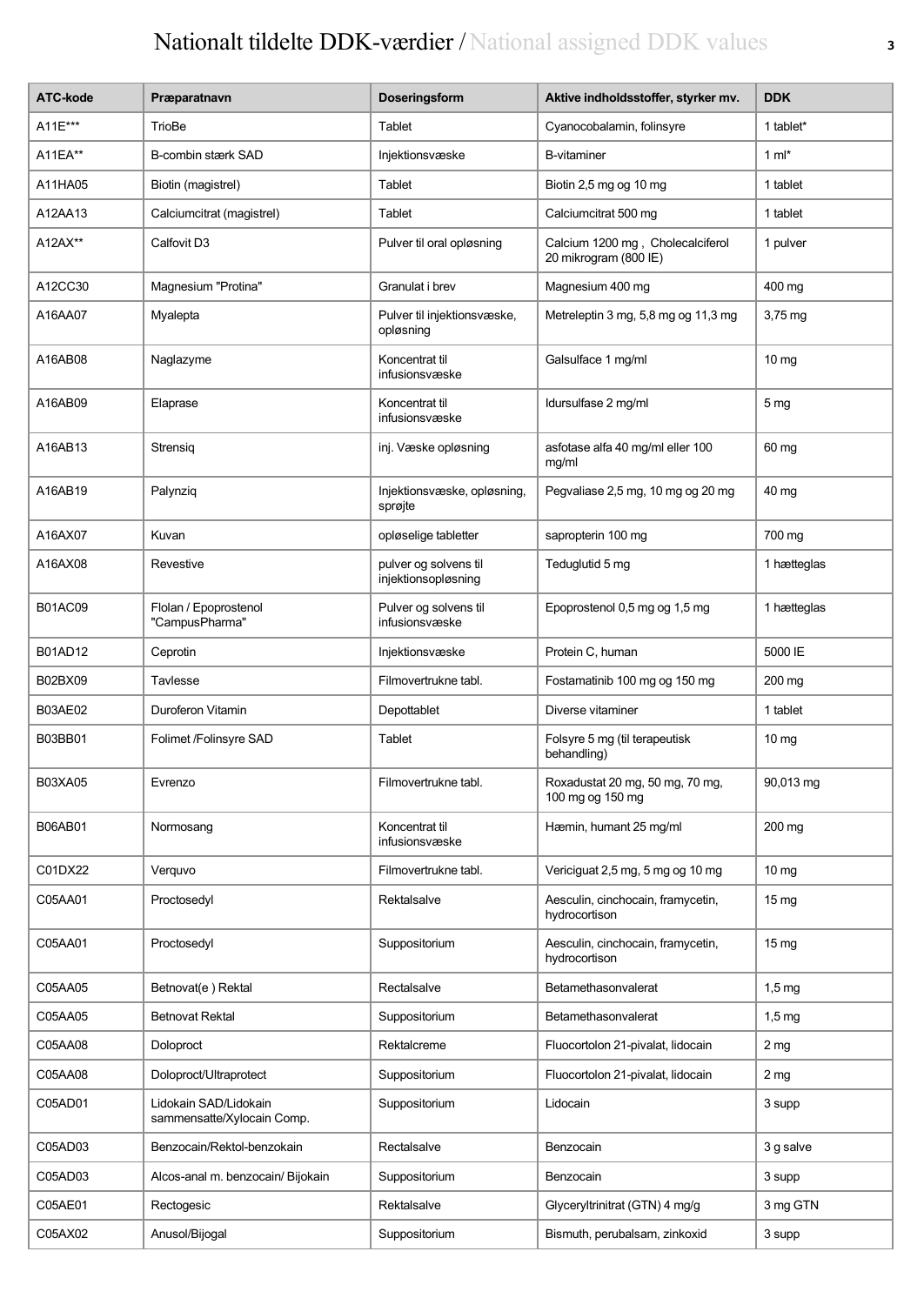# Nationalt tildelte DDK-værdier / National assigned DDK values

| ATC-kode | Præparatnavn | Doseringsform | Aktive indholdsstoffer, styrker mv. | DDK |
|---|---|---|---|---|
| A11E*** | TrioBe | Tablet | Cyanocobalamin, folinsyre | 1 tablet* |
| A11EA** | B-combin stærk SAD | Injektionsvæske | B-vitaminer | 1 ml* |
| A11HA05 | Biotin (magistrel) | Tablet | Biotin 2,5 mg og 10 mg | 1 tablet |
| A12AA13 | Calciumcitrat (magistrel) | Tablet | Calciumcitrat 500 mg | 1 tablet |
| A12AX** | Calfovit D3 | Pulver til oral opløsning | Calcium 1200 mg , Cholecalciferol 20 mikrogram (800 IE) | 1 pulver |
| A12CC30 | Magnesium "Protina" | Granulat i brev | Magnesium 400 mg | 400 mg |
| A16AA07 | Myalepta | Pulver til injektionsvæske, opløsning | Metreleptin 3 mg, 5,8 mg og 11,3 mg | 3,75 mg |
| A16AB08 | Naglazyme | Koncentrat til infusionsvæske | Galsulface 1 mg/ml | 10 mg |
| A16AB09 | Elaprase | Koncentrat til infusionsvæske | Idursulfase 2 mg/ml | 5 mg |
| A16AB13 | Strensiq | inj. Væske opløsning | asfotase alfa 40 mg/ml eller 100 mg/ml | 60 mg |
| A16AB19 | Palynziq | Injektionsvæske, opløsning, sprøjte | Pegvaliase 2,5 mg, 10 mg og 20 mg | 40 mg |
| A16AX07 | Kuvan | opløselige tabletter | sapropterin 100 mg | 700 mg |
| A16AX08 | Revestive | pulver og solvens til injektionsopløsning | Teduglutid 5 mg | 1 hætteglas |
| B01AC09 | Flolan / Epoprostenol "CampusPharma" | Pulver og solvens til infusionsvæske | Epoprostenol 0,5 mg og 1,5 mg | 1 hætteglas |
| B01AD12 | Ceprotin | Injektionsvæske | Protein C, human | 5000 IE |
| B02BX09 | Tavlesse | Filmovertrukne tabl. | Fostamatinib 100 mg og 150 mg | 200 mg |
| B03AE02 | Duroferon Vitamin | Depottablet | Diverse vitaminer | 1 tablet |
| B03BB01 | Folimet /Folinsyre SAD | Tablet | Folsyre 5 mg (til terapeutisk behandling) | 10 mg |
| B03XA05 | Evrenzo | Filmovertrukne tabl. | Roxadustat 20 mg, 50 mg, 70 mg, 100 mg og 150 mg | 90,013 mg |
| B06AB01 | Normosang | Koncentrat til infusionsvæske | Hæmin, humant 25 mg/ml | 200 mg |
| C01DX22 | Verquvo | Filmovertrukne tabl. | Vericiguat 2,5 mg, 5 mg og 10 mg | 10 mg |
| C05AA01 | Proctosedyl | Rektalsalve | Aesculin, cinchocain, framycetin, hydrocortison | 15 mg |
| C05AA01 | Proctosedyl | Suppositorium | Aesculin, cinchocain, framycetin, hydrocortison | 15 mg |
| C05AA05 | Betnovat(e ) Rektal | Rectalsalve | Betamethasonvalerat | 1,5 mg |
| C05AA05 | Betnovat Rektal | Suppositorium | Betamethasonvalerat | 1,5 mg |
| C05AA08 | Doloproct | Rektalcreme | Fluocortolon 21-pivalat, lidocain | 2 mg |
| C05AA08 | Doloproct/Ultraprotect | Suppositorium | Fluocortolon 21-pivalat, lidocain | 2 mg |
| C05AD01 | Lidokain SAD/Lidokain sammensatte/Xylocain Comp. | Suppositorium | Lidocain | 3 supp |
| C05AD03 | Benzocain/Rektol-benzokain | Rectalsalve | Benzocain | 3 g salve |
| C05AD03 | Alcos-anal m. benzocain/ Bijokain | Suppositorium | Benzocain | 3 supp |
| C05AE01 | Rectogesic | Rektalsalve | Glyceryltrinitrat (GTN) 4 mg/g | 3 mg GTN |
| C05AX02 | Anusol/Bijogal | Suppositorium | Bismuth, perubalsam, zinkoxid | 3 supp |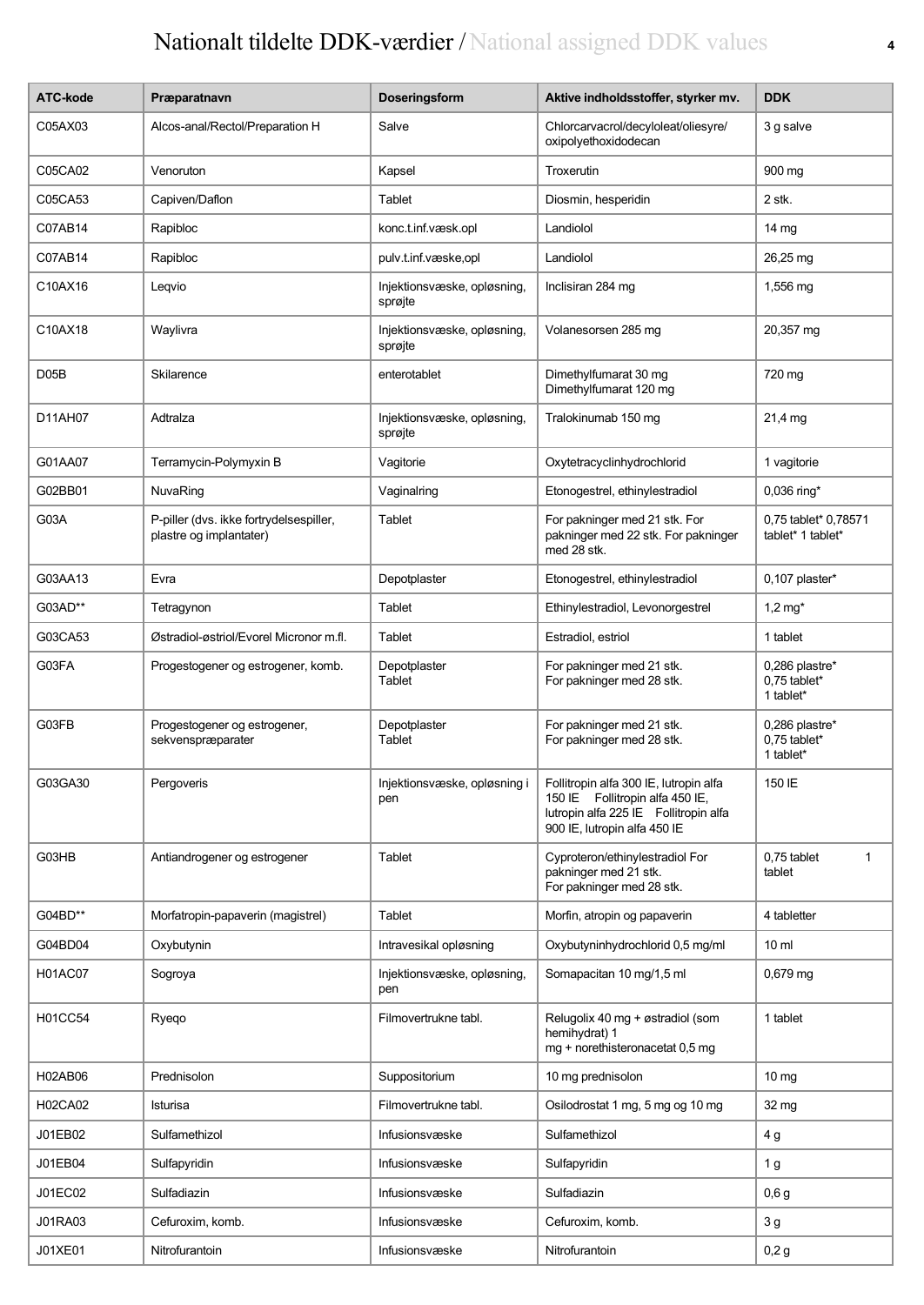# Nationalt tildelte DDK-værdier / National assigned DDK values

| ATC-kode | Præparatnavn | Doseringsform | Aktive indholdsstoffer, styrker mv. | DDK |
|---|---|---|---|---|
| C05AX03 | Alcos-anal/Rectol/Preparation H | Salve | Chlorcarvacrol/decyloleat/oliesyre/ oxipolyethoxidodecan | 3 g salve |
| C05CA02 | Venoruton | Kapsel | Troxerutin | 900 mg |
| C05CA53 | Capiven/Daflon | Tablet | Diosmin, hesperidin | 2 stk. |
| C07AB14 | Rapibloc | konc.t.inf.væsk.opl | Landiolol | 14 mg |
| C07AB14 | Rapibloc | pulv.t.inf.væske,opl | Landiolol | 26,25 mg |
| C10AX16 | Leqvio | Injektionsvæske, opløsning, sprøjte | Inclisiran 284 mg | 1,556 mg |
| C10AX18 | Waylivra | Injektionsvæske, opløsning, sprøjte | Volanesorsen 285 mg | 20,357 mg |
| D05B | Skilarence | enterotablet | Dimethylfumarat 30 mg Dimethylfumarat 120 mg | 720 mg |
| D11AH07 | Adtralza | Injektionsvæske, opløsning, sprøjte | Tralokinumab 150 mg | 21,4 mg |
| G01AA07 | Terramycin-Polymyxin B | Vagitorie | Oxytetracyclinhydrochlorid | 1 vagitorie |
| G02BB01 | NuvaRing | Vaginalring | Etonogestrel, ethinylestradiol | 0,036 ring* |
| G03A | P-piller (dvs. ikke fortrydelsespiller, plastre og implantater) | Tablet | For pakninger med 21 stk. For pakninger med 22 stk. For pakninger med 28 stk. | 0,75 tablet* 0,78571 tablet* 1 tablet* |
| G03AA13 | Evra | Depotplaster | Etonogestrel, ethinylestradiol | 0,107 plaster* |
| G03AD** | Tetragynon | Tablet | Ethinylestradiol, Levonorgestrel | 1,2 mg* |
| G03CA53 | Østradiol-østriol/Evorel Micronor m.fl. | Tablet | Estradiol, estriol | 1 tablet |
| G03FA | Progestogener og estrogener, komb. | Depotplaster Tablet | For pakninger med 21 stk. For pakninger med 28 stk. | 0,286 plastre* 0,75 tablet* 1 tablet* |
| G03FB | Progestogener og estrogener, sekvenspræparater | Depotplaster Tablet | For pakninger med 21 stk. For pakninger med 28 stk. | 0,286 plastre* 0,75 tablet* 1 tablet* |
| G03GA30 | Pergoveris | Injektionsvæske, opløsning i pen | Follitropin alfa 300 IE, lutropin alfa 150 IE Follitropin alfa 450 IE, lutropin alfa 225 IE Follitropin alfa 900 IE, lutropin alfa 450 IE | 150 IE |
| G03HB | Antiandrogener og estrogener | Tablet | Cyproteron/ethinylestradiol For pakninger med 21 stk. For pakninger med 28 stk. | 0,75 tablet 1 tablet |
| G04BD** | Morfatropin-papaverin (magistrel) | Tablet | Morfin, atropin og papaverin | 4 tabletter |
| G04BD04 | Oxybutynin | Intravesikal opløsning | Oxybutyninhydrochlorid 0,5 mg/ml | 10 ml |
| H01AC07 | Sogroya | Injektionsvæske, opløsning, pen | Somapacitan 10 mg/1,5 ml | 0,679 mg |
| H01CC54 | Ryeqo | Filmovertrukne tabl. | Relugolix 40 mg + østradiol (som hemihydrat) 1 mg + norethisteronacetat 0,5 mg | 1 tablet |
| H02AB06 | Prednisolon | Suppositorium | 10 mg prednisolon | 10 mg |
| H02CA02 | Isturisa | Filmovertrukne tabl. | Osilodrostat 1 mg, 5 mg og 10 mg | 32 mg |
| J01EB02 | Sulfamethizol | Infusionsvæske | Sulfamethizol | 4 g |
| J01EB04 | Sulfapyridin | Infusionsvæske | Sulfapyridin | 1 g |
| J01EC02 | Sulfadiazin | Infusionsvæske | Sulfadiazin | 0,6 g |
| J01RA03 | Cefuroxim, komb. | Infusionsvæske | Cefuroxim, komb. | 3 g |
| J01XE01 | Nitrofurantoin | Infusionsvæske | Nitrofurantoin | 0,2 g |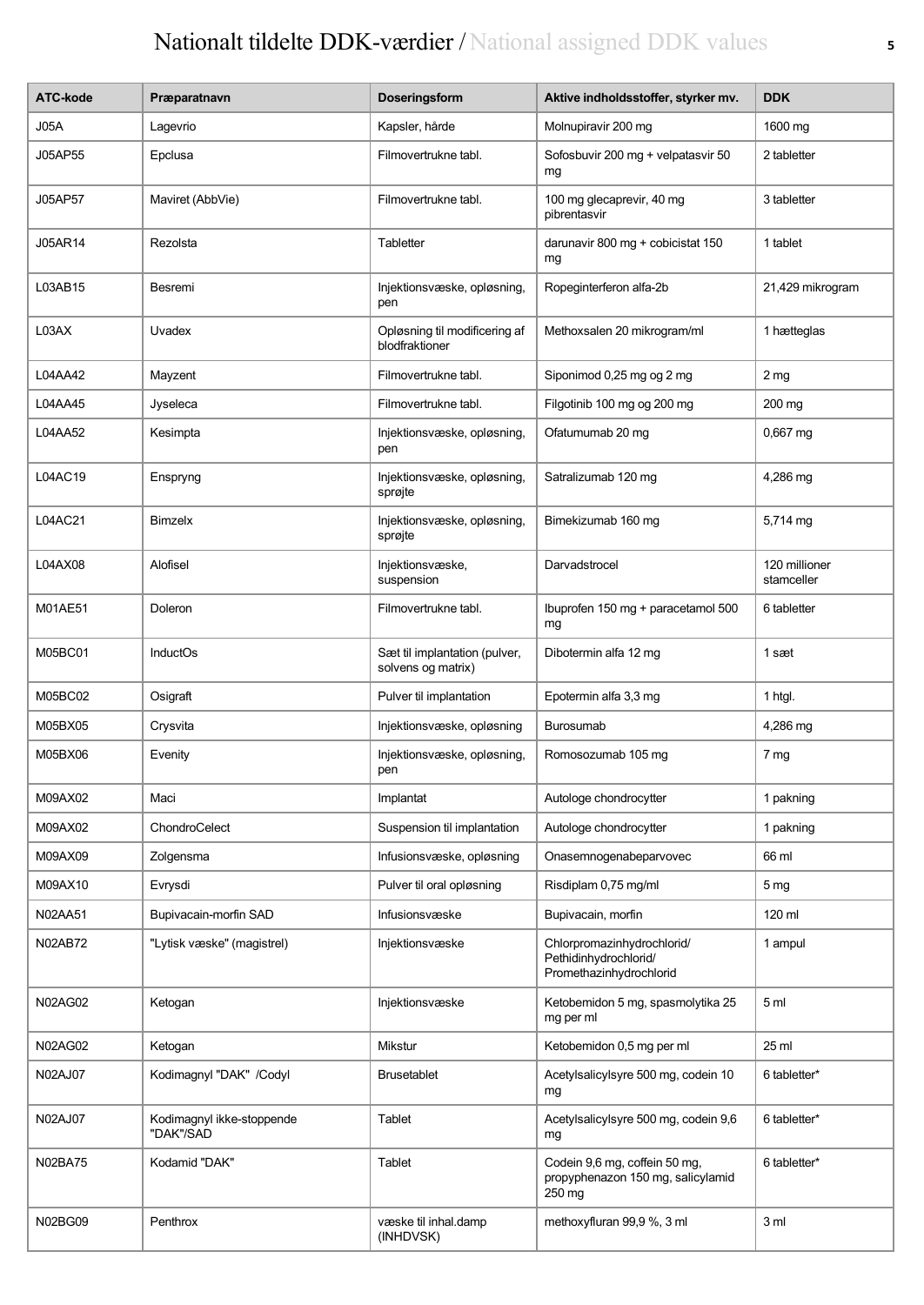# Nationalt tildelte DDK-værdier / National assigned DDK values

| ATC-kode | Præparatnavn | Doseringsform | Aktive indholdsstoffer, styrker mv. | DDK |
|---|---|---|---|---|
| J05A | Lagevrio | Kapsler, hårde | Molnupiravir 200 mg | 1600 mg |
| J05AP55 | Epclusa | Filmovertrukne tabl. | Sofosbuvir 200 mg + velpatasvir 50 mg | 2 tabletter |
| J05AP57 | Maviret (AbbVie) | Filmovertrukne tabl. | 100 mg glecaprevir, 40 mg pibrentasvir | 3 tabletter |
| J05AR14 | Rezolsta | Tabletter | darunavir 800 mg + cobicistat 150 mg | 1 tablet |
| L03AB15 | Besremi | Injektionsvæske, opløsning, pen | Ropeginterferon alfa-2b | 21,429 mikrogram |
| L03AX | Uvadex | Opløsning til modificering af blodfraktioner | Methoxsalen 20 mikrogram/ml | 1 hætteglas |
| L04AA42 | Mayzent | Filmovertrukne tabl. | Siponimod 0,25 mg og 2 mg | 2 mg |
| L04AA45 | Jyseleca | Filmovertrukne tabl. | Filgotinib 100 mg og 200 mg | 200 mg |
| L04AA52 | Kesimpta | Injektionsvæske, opløsning, pen | Ofatumumab 20 mg | 0,667 mg |
| L04AC19 | Enspryng | Injektionsvæske, opløsning, sprøjte | Satralizumab 120 mg | 4,286 mg |
| L04AC21 | Bimzelx | Injektionsvæske, opløsning, sprøjte | Bimekizumab 160 mg | 5,714 mg |
| L04AX08 | Alofisel | Injektionsvæske, suspension | Darvadstrocel | 120 millioner stamceller |
| M01AE51 | Doleron | Filmovertrukne tabl. | Ibuprofen 150 mg + paracetamol 500 mg | 6 tabletter |
| M05BC01 | InductOs | Sæt til implantation (pulver, solvens og matrix) | Dibotermin alfa 12 mg | 1 sæt |
| M05BC02 | Osigraft | Pulver til implantation | Epotermin alfa 3,3 mg | 1 htgl. |
| M05BX05 | Crysvita | Injektionsvæske, opløsning | Burosumab | 4,286 mg |
| M05BX06 | Evenity | Injektionsvæske, opløsning, pen | Romosozumab 105 mg | 7 mg |
| M09AX02 | Maci | Implantat | Autologe chondrocytter | 1 pakning |
| M09AX02 | ChondroCelect | Suspension til implantation | Autologe chondrocytter | 1 pakning |
| M09AX09 | Zolgensma | Infusionsvæske, opløsning | Onasemnogenabeparvovec | 66 ml |
| M09AX10 | Evrysdi | Pulver til oral opløsning | Risdiplam 0,75 mg/ml | 5 mg |
| N02AA51 | Bupivacain-morfin SAD | Infusionsvæske | Bupivacain, morfin | 120 ml |
| N02AB72 | "Lytisk væske" (magistrel) | Injektionsvæske | Chlorpromazinhydrochlorid/ Pethidinhydrochlorid/ Promethazinhydrochlorid | 1 ampul |
| N02AG02 | Ketogan | Injektionsvæske | Ketobemidon 5 mg, spasmolytika 25 mg per ml | 5 ml |
| N02AG02 | Ketogan | Mikstur | Ketobemidon 0,5 mg per ml | 25 ml |
| N02AJ07 | Kodimagnyl "DAK" /Codyl | Brusetablet | Acetylsalicylsyre 500 mg, codein 10 mg | 6 tabletter* |
| N02AJ07 | Kodimagnyl ikke-stoppende "DAK"/SAD | Tablet | Acetylsalicylsyre 500 mg, codein 9,6 mg | 6 tabletter* |
| N02BA75 | Kodamid "DAK" | Tablet | Codein 9,6 mg, coffein 50 mg, propyphenazon 150 mg, salicylamid 250 mg | 6 tabletter* |
| N02BG09 | Penthrox | væske til inhal.damp (INHDVSK) | methoxyfluran 99,9 %, 3 ml | 3 ml |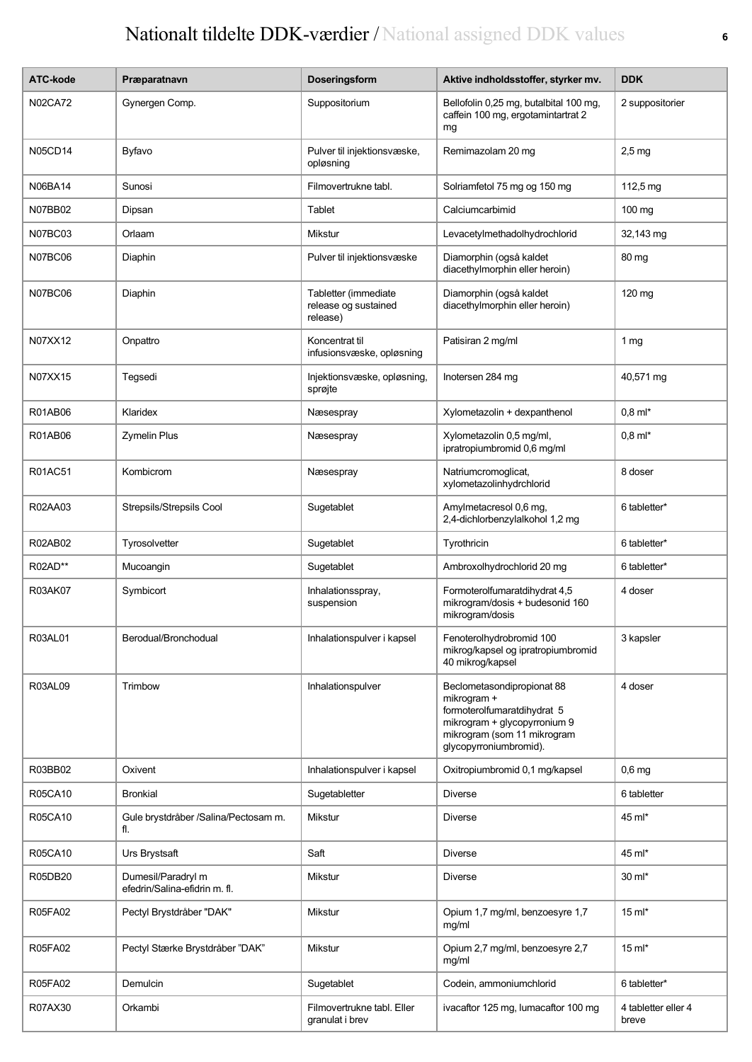# Nationalt tildelte DDK-værdier / National assigned DDK values

| ATC-kode | Præparatnavn | Doseringsform | Aktive indholdsstoffer, styrker mv. | DDK |
|---|---|---|---|---|
| N02CA72 | Gynergen Comp. | Suppositorium | Bellofolin 0,25 mg, butalbital 100 mg, caffein 100 mg, ergotamintartrat 2 mg | 2 suppositorier |
| N05CD14 | Byfavo | Pulver til injektionsvæske, opløsning | Remimazolam 20 mg | 2,5 mg |
| N06BA14 | Sunosi | Filmovertrukne tabl. | Solriamfetol 75 mg og 150 mg | 112,5 mg |
| N07BB02 | Dipsan | Tablet | Calciumcarbimid | 100 mg |
| N07BC03 | Orlaam | Mikstur | Levacetylmethadolhydrochlorid | 32,143 mg |
| N07BC06 | Diaphin | Pulver til injektionsvæske | Diamorphin (også kaldet diacethylmorphin eller heroin) | 80 mg |
| N07BC06 | Diaphin | Tabletter (immediate release og sustained release) | Diamorphin (også kaldet diacethylmorphin eller heroin) | 120 mg |
| N07XX12 | Onpattro | Koncentrat til infusionsvæske, opløsning | Patisiran 2 mg/ml | 1 mg |
| N07XX15 | Tegsedi | Injektionsvæske, opløsning, sprøjte | Inotersen 284 mg | 40,571 mg |
| R01AB06 | Klaridex | Næsespray | Xylometazolin + dexpanthenol | 0,8 ml* |
| R01AB06 | Zymelin Plus | Næsespray | Xylometazolin 0,5 mg/ml, ipratropiumbromid 0,6 mg/ml | 0,8 ml* |
| R01AC51 | Kombicrom | Næsespray | Natriumcromoglicat, xylometazolinhydrchlorid | 8 doser |
| R02AA03 | Strepsils/Strepsils Cool | Sugetablet | Amylmetacresol 0,6 mg, 2,4-dichlorbenzylalkohol 1,2 mg | 6 tabletter* |
| R02AB02 | Tyrosolvetter | Sugetablet | Tyrothricin | 6 tabletter* |
| R02AD** | Mucoangin | Sugetablet | Ambroxolhydrochlorid 20 mg | 6 tabletter* |
| R03AK07 | Symbicort | Inhalationsspray, suspension | Formoterolfumaratdihydrat 4,5 mikrogram/dosis + budesonid 160 mikrogram/dosis | 4 doser |
| R03AL01 | Berodual/Bronchodual | Inhalationspulver i kapsel | Fenoterolhydrobromid 100 mikrog/kapsel og ipratropiumbromid 40 mikrog/kapsel | 3 kapsler |
| R03AL09 | Trimbow | Inhalationspulver | Beclometasondipropionat 88 mikrogram + formoterolfumaratdihydrat 5 mikrogram + glycopyrronium 9 mikrogram (som 11 mikrogram glycopyrroniumbromid). | 4 doser |
| R03BB02 | Oxivent | Inhalationspulver i kapsel | Oxitropiumbromid 0,1 mg/kapsel | 0,6 mg |
| R05CA10 | Bronkial | Sugetabletter | Diverse | 6 tabletter |
| R05CA10 | Gule brystdråber /Salina/Pectosam m. fl. | Mikstur | Diverse | 45 ml* |
| R05CA10 | Urs Brystsaft | Saft | Diverse | 45 ml* |
| R05DB20 | Dumesil/Paradryl m efedrin/Salina-efidrin m. fl. | Mikstur | Diverse | 30 ml* |
| R05FA02 | Pectyl Brystdråber "DAK" | Mikstur | Opium 1,7 mg/ml, benzoesyre 1,7 mg/ml | 15 ml* |
| R05FA02 | Pectyl Stærke Brystdråber "DAK" | Mikstur | Opium 2,7 mg/ml, benzoesyre 2,7 mg/ml | 15 ml* |
| R05FA02 | Demulcin | Sugetablet | Codein, ammoniumchlorid | 6 tabletter* |
| R07AX30 | Orkambi | Filmovertrukne tabl. Eller granulat i brev | ivacaftor 125 mg, lumacaftor 100 mg | 4 tabletter eller 4 breve |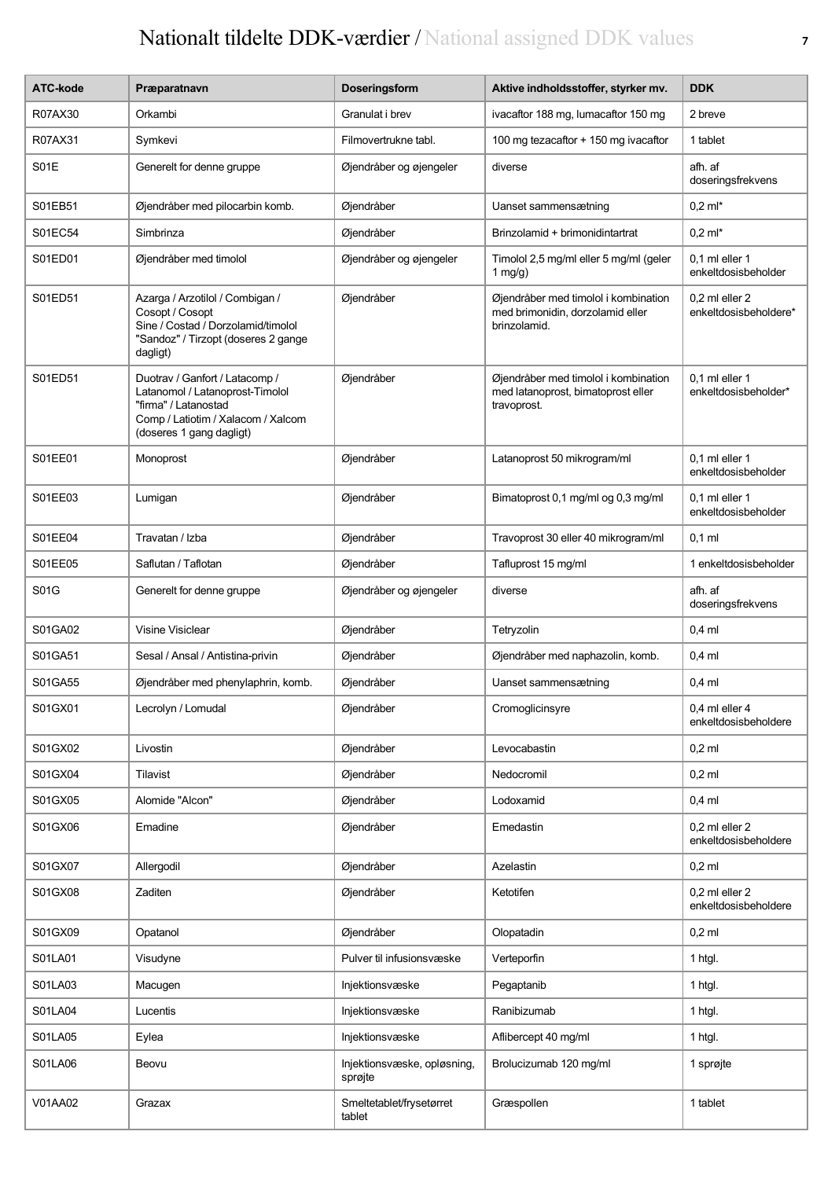# Nationalt tildelte DDK-værdier / National assigned DDK values

| ATC-kode | Præparatnavn | Doseringsform | Aktive indholdsstoffer, styrker mv. | DDK |
|---|---|---|---|---|
| R07AX30 | Orkambi | Granulat i brev | ivacaftor 188 mg, lumacaftor 150 mg | 2 breve |
| R07AX31 | Symkevi | Filmovertrukne tabl. | 100 mg tezacaftor + 150 mg ivacaftor | 1 tablet |
| S01E | Generelt for denne gruppe | Øjendråber og øjengeler | diverse | afh. af doseringsfrekvens |
| S01EB51 | Øjendråber med pilocarbin komb. | Øjendråber | Uanset sammensætning | 0,2 ml* |
| S01EC54 | Simbrinza | Øjendråber | Brinzolamid + brimonidintartrat | 0,2 ml* |
| S01ED01 | Øjendråber med timolol | Øjendråber og øjengeler | Timolol 2,5 mg/ml eller 5 mg/ml (geler 1 mg/g) | 0,1 ml eller 1 enkeltdosisbeholder |
| S01ED51 | Azarga / Arzotilol / Combigan / Cosopt / Cosopt Sine / Costad / Dorzolamid/timolol "Sandoz" / Tirzopt (doseres 2 gange dagligt) | Øjendråber | Øjendråber med timolol i kombination med brimonidin, dorzolamid eller brinzolamid. | 0,2 ml eller 2 enkeltdosisbeholdere* |
| S01ED51 | Duotrav / Ganfort / Latacomp / Latanomol / Latanoprost-Timolol "firma" / Latanostad Comp / Latiotim / Xalacom / Xalcom (doseres 1 gang dagligt) | Øjendråber | Øjendråber med timolol i kombination med latanoprost, bimatoprost eller travoprost. | 0,1 ml eller 1 enkeltdosisbeholder* |
| S01EE01 | Monoprost | Øjendråber | Latanoprost 50 mikrogram/ml | 0,1 ml eller 1 enkeltdosisbeholder |
| S01EE03 | Lumigan | Øjendråber | Bimatoprost 0,1 mg/ml og 0,3 mg/ml | 0,1 ml eller 1 enkeltdosisbeholder |
| S01EE04 | Travatan / Izba | Øjendråber | Travoprost 30 eller 40 mikrogram/ml | 0,1 ml |
| S01EE05 | Saflutan / Taflotan | Øjendråber | Tafluprost 15 mg/ml | 1 enkeltdosisbeholder |
| S01G | Generelt for denne gruppe | Øjendråber og øjengeler | diverse | afh. af doseringsfrekvens |
| S01GA02 | Visine Visiclear | Øjendråber | Tetryzolin | 0,4 ml |
| S01GA51 | Sesal / Ansal / Antistina-privin | Øjendråber | Øjendråber med naphazolin, komb. | 0,4 ml |
| S01GA55 | Øjendråber med phenylaphrin, komb. | Øjendråber | Uanset sammensætning | 0,4 ml |
| S01GX01 | Lecrolyn / Lomudal | Øjendråber | Cromoglicinsyre | 0,4 ml eller 4 enkeltdosisbeholdere |
| S01GX02 | Livostin | Øjendråber | Levocabastin | 0,2 ml |
| S01GX04 | Tilavist | Øjendråber | Nedocromil | 0,2 ml |
| S01GX05 | Alomide "Alcon" | Øjendråber | Lodoxamid | 0,4 ml |
| S01GX06 | Emadine | Øjendråber | Emedastin | 0,2 ml eller 2 enkeltdosisbeholdere |
| S01GX07 | Allergodil | Øjendråber | Azelastin | 0,2 ml |
| S01GX08 | Zaditen | Øjendråber | Ketotifen | 0,2 ml eller 2 enkeltdosisbeholdere |
| S01GX09 | Opatanol | Øjendråber | Olopatadin | 0,2 ml |
| S01LA01 | Visudyne | Pulver til infusionsvæske | Verteporfin | 1 htgl. |
| S01LA03 | Macugen | Injektionsvæske | Pegaptanib | 1 htgl. |
| S01LA04 | Lucentis | Injektionsvæske | Ranibizumab | 1 htgl. |
| S01LA05 | Eylea | Injektionsvæske | Aflibercept 40 mg/ml | 1 htgl. |
| S01LA06 | Beovu | Injektionsvæske, opløsning, sprøjte | Brolucizumab 120 mg/ml | 1 sprøjte |
| V01AA02 | Grazax | Smeltetablet/frysetørret tablet | Græspollen | 1 tablet |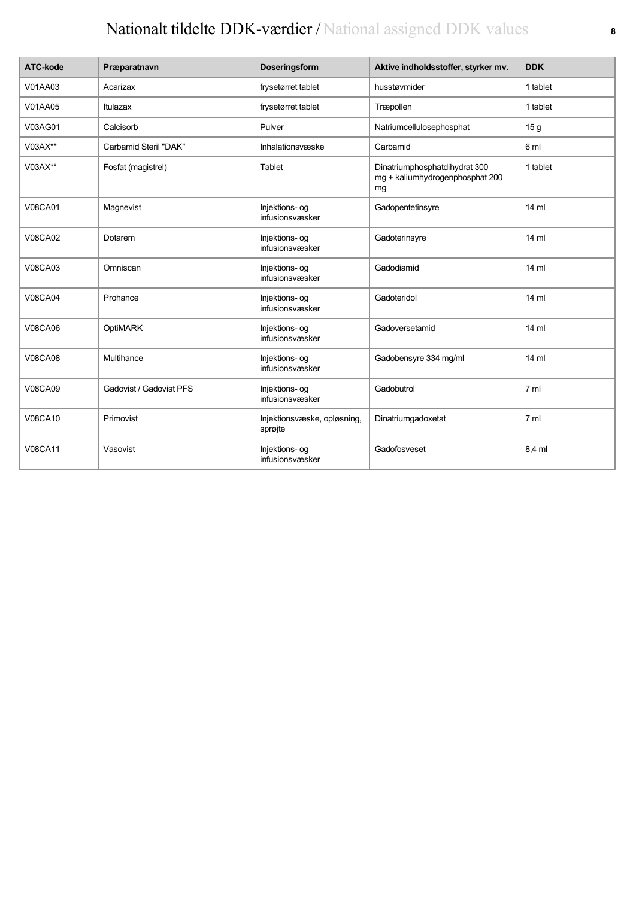# Nationalt tildelte DDK-værdier / National assigned DDK values

| ATC-kode | Præparatnavn | Doseringsform | Aktive indholdsstoffer, styrker mv. | DDK |
|---|---|---|---|---|
| V01AA03 | Acarizax | frysetørret tablet | husstøvmider | 1 tablet |
| V01AA05 | Itulazax | frysetørret tablet | Træpollen | 1 tablet |
| V03AG01 | Calcisorb | Pulver | Natriumcellulosephosphat | 15 g |
| V03AX** | Carbamid Steril "DAK" | Inhalationsvæske | Carbamid | 6 ml |
| V03AX** | Fosfat (magistrel) | Tablet | Dinatriumphosphatdihydrat 300 mg + kaliumhydrogenphosphat 200 mg | 1 tablet |
| V08CA01 | Magnevist | Injektions- og infusionsvæsker | Gadopentetinsyre | 14 ml |
| V08CA02 | Dotarem | Injektions- og infusionsvæsker | Gadoterinsyre | 14 ml |
| V08CA03 | Omniscan | Injektions- og infusionsvæsker | Gadodiamid | 14 ml |
| V08CA04 | Prohance | Injektions- og infusionsvæsker | Gadoteridol | 14 ml |
| V08CA06 | OptiMARK | Injektions- og infusionsvæsker | Gadoversetamid | 14 ml |
| V08CA08 | Multihance | Injektions- og infusionsvæsker | Gadobensyre 334 mg/ml | 14 ml |
| V08CA09 | Gadovist / Gadovist PFS | Injektions- og infusionsvæsker | Gadobutrol | 7 ml |
| V08CA10 | Primovist | Injektionsvæske, opløsning, sprøjte | Dinatriumgadoxetat | 7 ml |
| V08CA11 | Vasovist | Injektions- og infusionsvæsker | Gadofosveset | 8,4 ml |